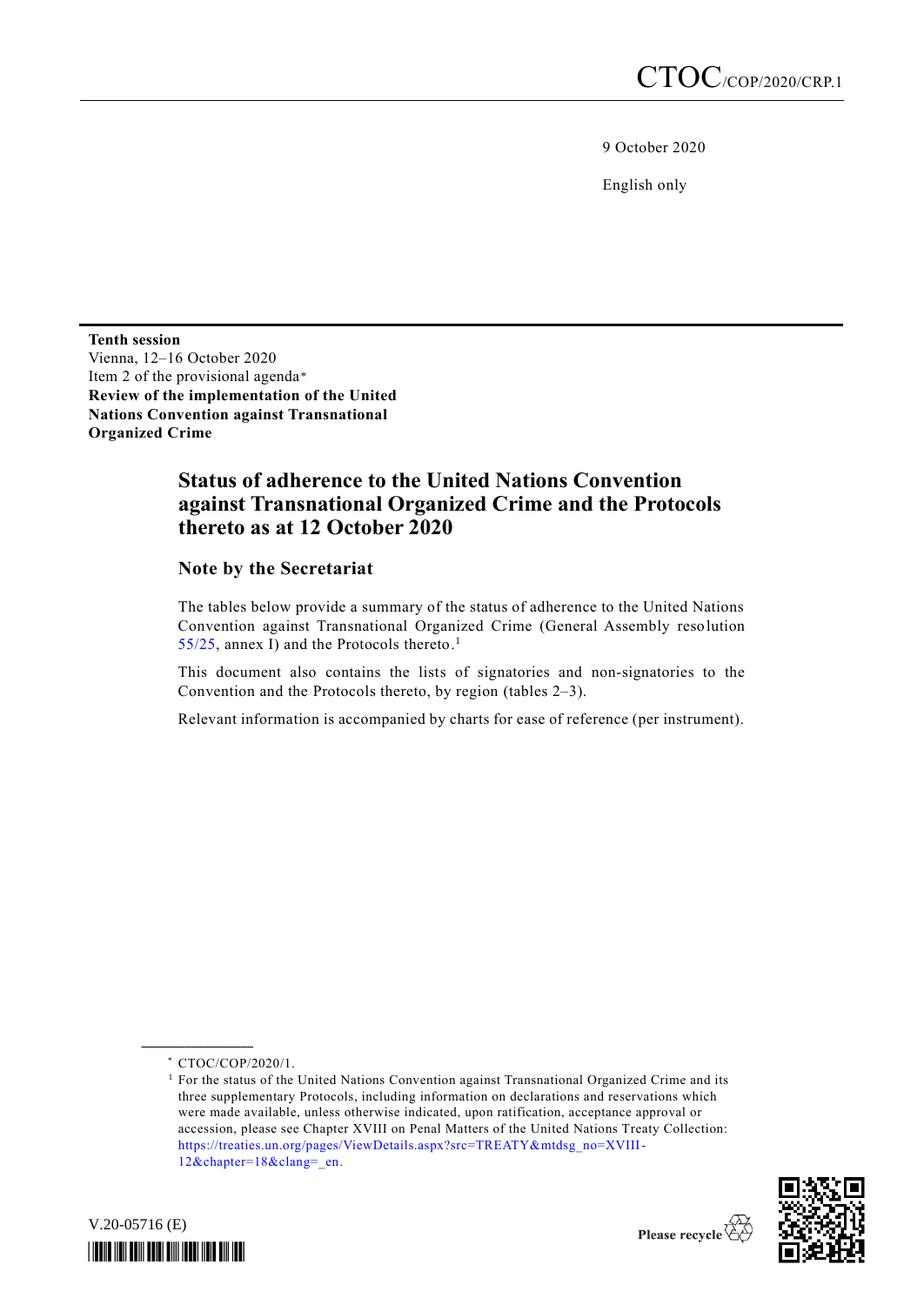CTOC/COP/2020/CRP.1

9 October 2020

English only

**Tenth session**
Vienna, 12–16 October 2020
Item 2 of the provisional agenda*
**Review of the implementation of the United Nations Convention against Transnational Organized Crime**

# Status of adherence to the United Nations Convention against Transnational Organized Crime and the Protocols thereto as at 12 October 2020

## Note by the Secretariat

The tables below provide a summary of the status of adherence to the United Nations Convention against Transnational Organized Crime (General Assembly resolution 55/25, annex I) and the Protocols thereto.[1]

This document also contains the lists of signatories and non-signatories to the Convention and the Protocols thereto, by region (tables 2–3).

Relevant information is accompanied by charts for ease of reference (per instrument).

---

* CTOC/COP/2020/1.

[1] For the status of the United Nations Convention against Transnational Organized Crime and its three supplementary Protocols, including information on declarations and reservations which were made available, unless otherwise indicated, upon ratification, acceptance approval or accession, please see Chapter XVIII on Penal Matters of the United Nations Treaty Collection: https://treaties.un.org/pages/ViewDetails.aspx?src=TREATY&mtdsg_no=XVIII-12&chapter=18&clang=_en.

V.20-05716 (E)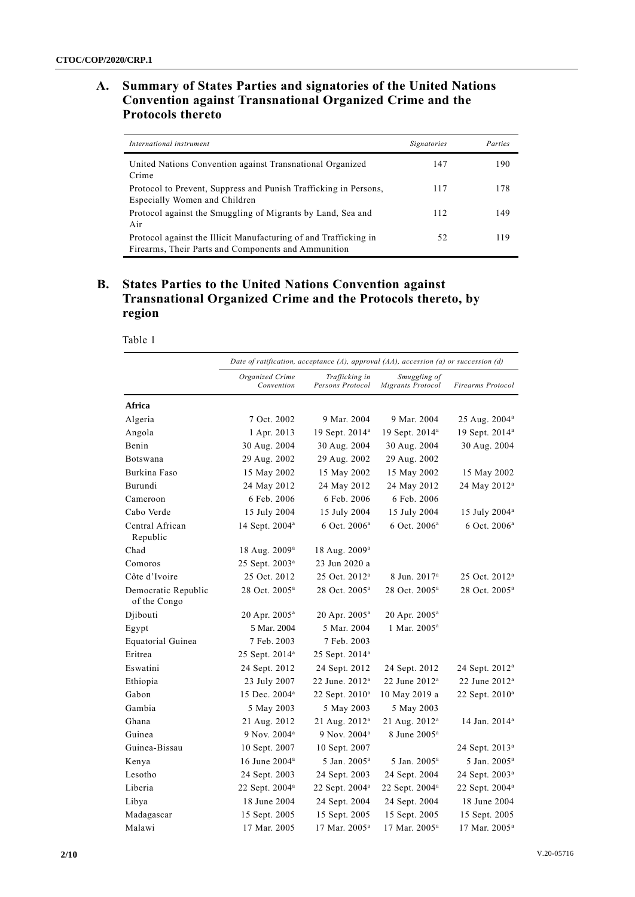## A. Summary of States Parties and signatories of the United Nations Convention against Transnational Organized Crime and the Protocols thereto

| *International instrument* | *Signatories* | *Parties* |
|---|---|---|
| United Nations Convention against Transnational Organized Crime | 147 | 190 |
| Protocol to Prevent, Suppress and Punish Trafficking in Persons, Especially Women and Children | 117 | 178 |
| Protocol against the Smuggling of Migrants by Land, Sea and Air | 112 | 149 |
| Protocol against the Illicit Manufacturing of and Trafficking in Firearms, Their Parts and Components and Ammunition | 52 | 119 |

## B. States Parties to the United Nations Convention against Transnational Organized Crime and the Protocols thereto, by region

Table 1

| | *Date of ratification, acceptance (A), approval (AA), accession (a) or succession (d)* | | | |
|---|---|---|---|---|
| | *Organized Crime Convention* | *Trafficking in Persons Protocol* | *Smuggling of Migrants Protocol* | *Firearms Protocol* |
| **Africa** | | | | |
| Algeria | 7 Oct. 2002 | 9 Mar. 2004 | 9 Mar. 2004 | 25 Aug. 2004[a] |
| Angola | 1 Apr. 2013 | 19 Sept. 2014[a] | 19 Sept. 2014[a] | 19 Sept. 2014[a] |
| Benin | 30 Aug. 2004 | 30 Aug. 2004 | 30 Aug. 2004 | 30 Aug. 2004 |
| Botswana | 29 Aug. 2002 | 29 Aug. 2002 | 29 Aug. 2002 | |
| Burkina Faso | 15 May 2002 | 15 May 2002 | 15 May 2002 | 15 May 2002 |
| Burundi | 24 May 2012 | 24 May 2012 | 24 May 2012 | 24 May 2012[a] |
| Cameroon | 6 Feb. 2006 | 6 Feb. 2006 | 6 Feb. 2006 | |
| Cabo Verde | 15 July 2004 | 15 July 2004 | 15 July 2004 | 15 July 2004[a] |
| Central African Republic | 14 Sept. 2004[a] | 6 Oct. 2006[a] | 6 Oct. 2006[a] | 6 Oct. 2006[a] |
| Chad | 18 Aug. 2009[a] | 18 Aug. 2009[a] | | |
| Comoros | 25 Sept. 2003[a] | 23 Jun 2020 a | | |
| Côte d'Ivoire | 25 Oct. 2012 | 25 Oct. 2012[a] | 8 Jun. 2017[a] | 25 Oct. 2012[a] |
| Democratic Republic of the Congo | 28 Oct. 2005[a] | 28 Oct. 2005[a] | 28 Oct. 2005[a] | 28 Oct. 2005[a] |
| Djibouti | 20 Apr. 2005[a] | 20 Apr. 2005[a] | 20 Apr. 2005[a] | |
| Egypt | 5 Mar. 2004 | 5 Mar. 2004 | 1 Mar. 2005[a] | |
| Equatorial Guinea | 7 Feb. 2003 | 7 Feb. 2003 | | |
| Eritrea | 25 Sept. 2014[a] | 25 Sept. 2014[a] | | |
| Eswatini | 24 Sept. 2012 | 24 Sept. 2012 | 24 Sept. 2012 | 24 Sept. 2012[a] |
| Ethiopia | 23 July 2007 | 22 June. 2012[a] | 22 June 2012[a] | 22 June 2012[a] |
| Gabon | 15 Dec. 2004[a] | 22 Sept. 2010[a] | 10 May 2019 a | 22 Sept. 2010[a] |
| Gambia | 5 May 2003 | 5 May 2003 | 5 May 2003 | |
| Ghana | 21 Aug. 2012 | 21 Aug. 2012[a] | 21 Aug. 2012[a] | 14 Jan. 2014[a] |
| Guinea | 9 Nov. 2004[a] | 9 Nov. 2004[a] | 8 June 2005[a] | |
| Guinea-Bissau | 10 Sept. 2007 | 10 Sept. 2007 | | 24 Sept. 2013[a] |
| Kenya | 16 June 2004[a] | 5 Jan. 2005[a] | 5 Jan. 2005[a] | 5 Jan. 2005[a] |
| Lesotho | 24 Sept. 2003 | 24 Sept. 2003 | 24 Sept. 2004 | 24 Sept. 2003[a] |
| Liberia | 22 Sept. 2004[a] | 22 Sept. 2004[a] | 22 Sept. 2004[a] | 22 Sept. 2004[a] |
| Libya | 18 June 2004 | 24 Sept. 2004 | 24 Sept. 2004 | 18 June 2004 |
| Madagascar | 15 Sept. 2005 | 15 Sept. 2005 | 15 Sept. 2005 | 15 Sept. 2005 |
| Malawi | 17 Mar. 2005 | 17 Mar. 2005[a] | 17 Mar. 2005[a] | 17 Mar. 2005[a] |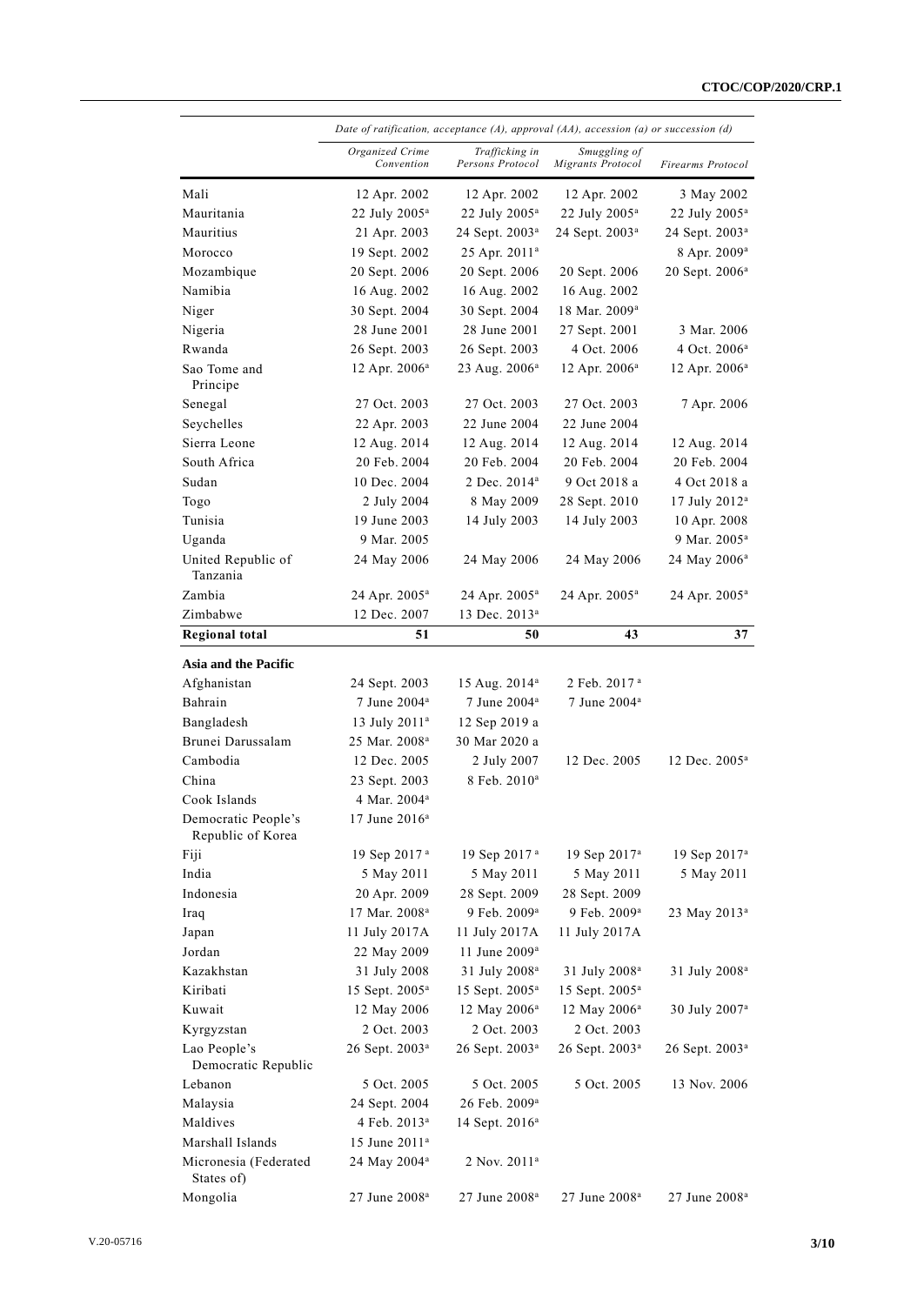| | *Date of ratification, acceptance (A), approval (AA), accession (a) or succession (d)* | | | |
|---|---|---|---|---|
| | *Organized Crime Convention* | *Trafficking in Persons Protocol* | *Smuggling of Migrants Protocol* | *Firearms Protocol* |
| Mali | 12 Apr. 2002 | 12 Apr. 2002 | 12 Apr. 2002 | 3 May 2002 |
| Mauritania | 22 July 2005[a] | 22 July 2005[a] | 22 July 2005[a] | 22 July 2005[a] |
| Mauritius | 21 Apr. 2003 | 24 Sept. 2003[a] | 24 Sept. 2003[a] | 24 Sept. 2003[a] |
| Morocco | 19 Sept. 2002 | 25 Apr. 2011[a] | | 8 Apr. 2009[a] |
| Mozambique | 20 Sept. 2006 | 20 Sept. 2006 | 20 Sept. 2006 | 20 Sept. 2006[a] |
| Namibia | 16 Aug. 2002 | 16 Aug. 2002 | 16 Aug. 2002 | |
| Niger | 30 Sept. 2004 | 30 Sept. 2004 | 18 Mar. 2009[a] | |
| Nigeria | 28 June 2001 | 28 June 2001 | 27 Sept. 2001 | 3 Mar. 2006 |
| Rwanda | 26 Sept. 2003 | 26 Sept. 2003 | 4 Oct. 2006 | 4 Oct. 2006[a] |
| Sao Tome and Principe | 12 Apr. 2006[a] | 23 Aug. 2006[a] | 12 Apr. 2006[a] | 12 Apr. 2006[a] |
| Senegal | 27 Oct. 2003 | 27 Oct. 2003 | 27 Oct. 2003 | 7 Apr. 2006 |
| Seychelles | 22 Apr. 2003 | 22 June 2004 | 22 June 2004 | |
| Sierra Leone | 12 Aug. 2014 | 12 Aug. 2014 | 12 Aug. 2014 | 12 Aug. 2014 |
| South Africa | 20 Feb. 2004 | 20 Feb. 2004 | 20 Feb. 2004 | 20 Feb. 2004 |
| Sudan | 10 Dec. 2004 | 2 Dec. 2014[a] | 9 Oct 2018 a | 4 Oct 2018 a |
| Togo | 2 July 2004 | 8 May 2009 | 28 Sept. 2010 | 17 July 2012[a] |
| Tunisia | 19 June 2003 | 14 July 2003 | 14 July 2003 | 10 Apr. 2008 |
| Uganda | 9 Mar. 2005 | | | 9 Mar. 2005[a] |
| United Republic of Tanzania | 24 May 2006 | 24 May 2006 | 24 May 2006 | 24 May 2006[a] |
| Zambia | 24 Apr. 2005[a] | 24 Apr. 2005[a] | 24 Apr. 2005[a] | 24 Apr. 2005[a] |
| Zimbabwe | 12 Dec. 2007 | 13 Dec. 2013[a] | | |
| **Regional total** | **51** | **50** | **43** | **37** |
| **Asia and the Pacific** | | | | |
| Afghanistan | 24 Sept. 2003 | 15 Aug. 2014[a] | 2 Feb. 2017[a] | |
| Bahrain | 7 June 2004[a] | 7 June 2004[a] | 7 June 2004[a] | |
| Bangladesh | 13 July 2011[a] | 12 Sep 2019 a | | |
| Brunei Darussalam | 25 Mar. 2008[a] | 30 Mar 2020 a | | |
| Cambodia | 12 Dec. 2005 | 2 July 2007 | 12 Dec. 2005 | 12 Dec. 2005[a] |
| China | 23 Sept. 2003 | 8 Feb. 2010[a] | | |
| Cook Islands | 4 Mar. 2004[a] | | | |
| Democratic People's Republic of Korea | 17 June 2016[a] | | | |
| Fiji | 19 Sep 2017[a] | 19 Sep 2017[a] | 19 Sep 2017[a] | 19 Sep 2017[a] |
| India | 5 May 2011 | 5 May 2011 | 5 May 2011 | 5 May 2011 |
| Indonesia | 20 Apr. 2009 | 28 Sept. 2009 | 28 Sept. 2009 | |
| Iraq | 17 Mar. 2008[a] | 9 Feb. 2009[a] | 9 Feb. 2009[a] | 23 May 2013[a] |
| Japan | 11 July 2017A | 11 July 2017A | 11 July 2017A | |
| Jordan | 22 May 2009 | 11 June 2009[a] | | |
| Kazakhstan | 31 July 2008 | 31 July 2008[a] | 31 July 2008[a] | 31 July 2008[a] |
| Kiribati | 15 Sept. 2005[a] | 15 Sept. 2005[a] | 15 Sept. 2005[a] | |
| Kuwait | 12 May 2006 | 12 May 2006[a] | 12 May 2006[a] | 30 July 2007[a] |
| Kyrgyzstan | 2 Oct. 2003 | 2 Oct. 2003 | 2 Oct. 2003 | |
| Lao People's Democratic Republic | 26 Sept. 2003[a] | 26 Sept. 2003[a] | 26 Sept. 2003[a] | 26 Sept. 2003[a] |
| Lebanon | 5 Oct. 2005 | 5 Oct. 2005 | 5 Oct. 2005 | 13 Nov. 2006 |
| Malaysia | 24 Sept. 2004 | 26 Feb. 2009[a] | | |
| Maldives | 4 Feb. 2013[a] | 14 Sept. 2016[a] | | |
| Marshall Islands | 15 June 2011[a] | | | |
| Micronesia (Federated States of) | 24 May 2004[a] | 2 Nov. 2011[a] | | |
| Mongolia | 27 June 2008[a] | 27 June 2008[a] | 27 June 2008[a] | 27 June 2008[a] |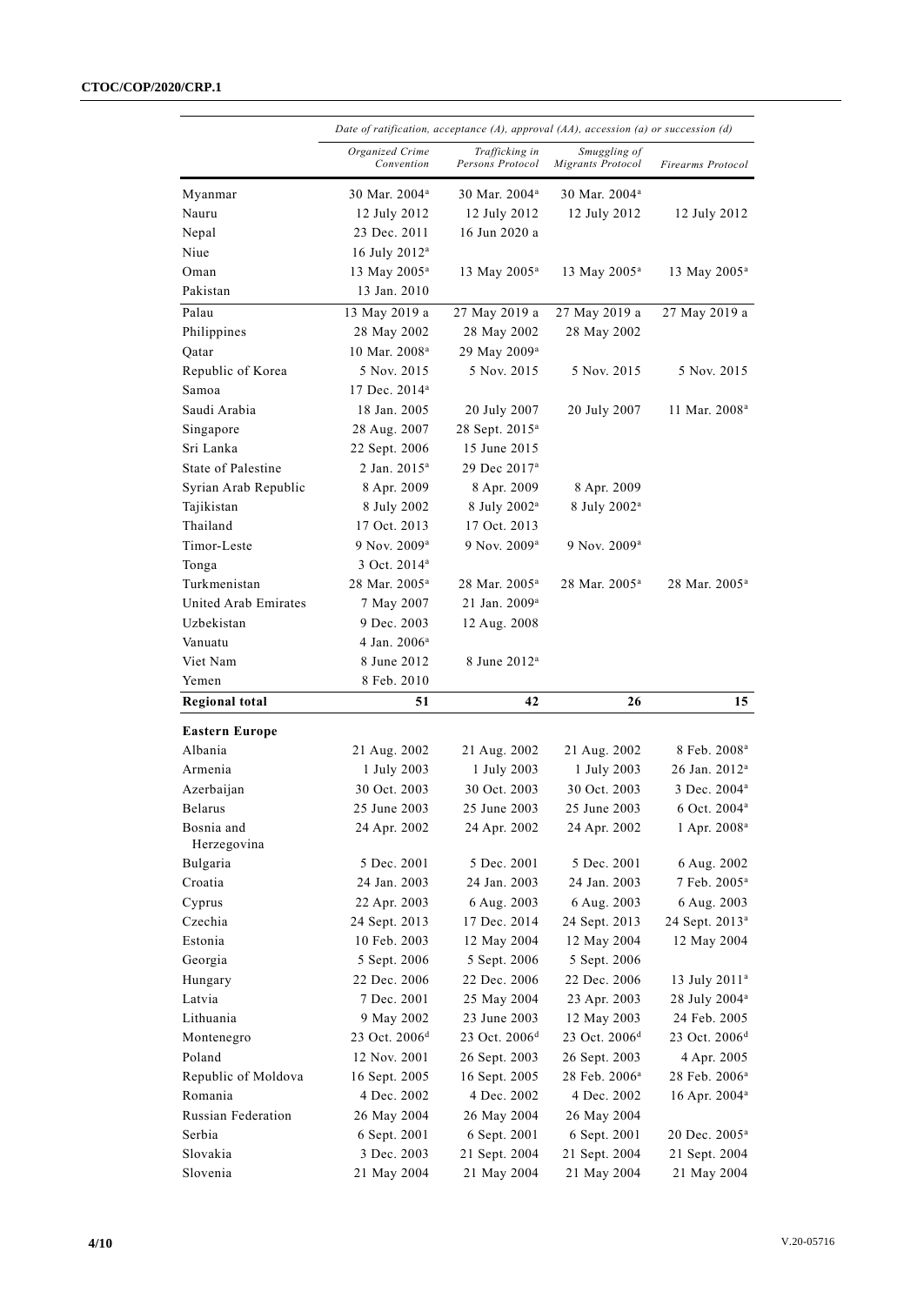| | *Date of ratification, acceptance (A), approval (AA), accession (a) or succession (d)* | | | |
|---|---|---|---|---|
| | *Organized Crime Convention* | *Trafficking in Persons Protocol* | *Smuggling of Migrants Protocol* | *Firearms Protocol* |
| Myanmar | 30 Mar. 2004[a] | 30 Mar. 2004[a] | 30 Mar. 2004[a] | |
| Nauru | 12 July 2012 | 12 July 2012 | 12 July 2012 | 12 July 2012 |
| Nepal | 23 Dec. 2011 | 16 Jun 2020 a | | |
| Niue | 16 July 2012[a] | | | |
| Oman | 13 May 2005[a] | 13 May 2005[a] | 13 May 2005[a] | 13 May 2005[a] |
| Pakistan | 13 Jan. 2010 | | | |
| Palau | 13 May 2019 a | 27 May 2019 a | 27 May 2019 a | 27 May 2019 a |
| Philippines | 28 May 2002 | 28 May 2002 | 28 May 2002 | |
| Qatar | 10 Mar. 2008[a] | 29 May 2009[a] | | |
| Republic of Korea | 5 Nov. 2015 | 5 Nov. 2015 | 5 Nov. 2015 | 5 Nov. 2015 |
| Samoa | 17 Dec. 2014[a] | | | |
| Saudi Arabia | 18 Jan. 2005 | 20 July 2007 | 20 July 2007 | 11 Mar. 2008[a] |
| Singapore | 28 Aug. 2007 | 28 Sept. 2015[a] | | |
| Sri Lanka | 22 Sept. 2006 | 15 June 2015 | | |
| State of Palestine | 2 Jan. 2015[a] | 29 Dec 2017[a] | | |
| Syrian Arab Republic | 8 Apr. 2009 | 8 Apr. 2009 | 8 Apr. 2009 | |
| Tajikistan | 8 July 2002 | 8 July 2002[a] | 8 July 2002[a] | |
| Thailand | 17 Oct. 2013 | 17 Oct. 2013 | | |
| Timor-Leste | 9 Nov. 2009[a] | 9 Nov. 2009[a] | 9 Nov. 2009[a] | |
| Tonga | 3 Oct. 2014[a] | | | |
| Turkmenistan | 28 Mar. 2005[a] | 28 Mar. 2005[a] | 28 Mar. 2005[a] | 28 Mar. 2005[a] |
| United Arab Emirates | 7 May 2007 | 21 Jan. 2009[a] | | |
| Uzbekistan | 9 Dec. 2003 | 12 Aug. 2008 | | |
| Vanuatu | 4 Jan. 2006[a] | | | |
| Viet Nam | 8 June 2012 | 8 June 2012[a] | | |
| Yemen | 8 Feb. 2010 | | | |
| **Regional total** | **51** | **42** | **26** | **15** |
| **Eastern Europe** | | | | |
| Albania | 21 Aug. 2002 | 21 Aug. 2002 | 21 Aug. 2002 | 8 Feb. 2008[a] |
| Armenia | 1 July 2003 | 1 July 2003 | 1 July 2003 | 26 Jan. 2012[a] |
| Azerbaijan | 30 Oct. 2003 | 30 Oct. 2003 | 30 Oct. 2003 | 3 Dec. 2004[a] |
| Belarus | 25 June 2003 | 25 June 2003 | 25 June 2003 | 6 Oct. 2004[a] |
| Bosnia and Herzegovina | 24 Apr. 2002 | 24 Apr. 2002 | 24 Apr. 2002 | 1 Apr. 2008[a] |
| Bulgaria | 5 Dec. 2001 | 5 Dec. 2001 | 5 Dec. 2001 | 6 Aug. 2002 |
| Croatia | 24 Jan. 2003 | 24 Jan. 2003 | 24 Jan. 2003 | 7 Feb. 2005[a] |
| Cyprus | 22 Apr. 2003 | 6 Aug. 2003 | 6 Aug. 2003 | 6 Aug. 2003 |
| Czechia | 24 Sept. 2013 | 17 Dec. 2014 | 24 Sept. 2013 | 24 Sept. 2013[a] |
| Estonia | 10 Feb. 2003 | 12 May 2004 | 12 May 2004 | 12 May 2004 |
| Georgia | 5 Sept. 2006 | 5 Sept. 2006 | 5 Sept. 2006 | |
| Hungary | 22 Dec. 2006 | 22 Dec. 2006 | 22 Dec. 2006 | 13 July 2011[a] |
| Latvia | 7 Dec. 2001 | 25 May 2004 | 23 Apr. 2003 | 28 July 2004[a] |
| Lithuania | 9 May 2002 | 23 June 2003 | 12 May 2003 | 24 Feb. 2005 |
| Montenegro | 23 Oct. 2006[d] | 23 Oct. 2006[d] | 23 Oct. 2006[d] | 23 Oct. 2006[d] |
| Poland | 12 Nov. 2001 | 26 Sept. 2003 | 26 Sept. 2003 | 4 Apr. 2005 |
| Republic of Moldova | 16 Sept. 2005 | 16 Sept. 2005 | 28 Feb. 2006[a] | 28 Feb. 2006[a] |
| Romania | 4 Dec. 2002 | 4 Dec. 2002 | 4 Dec. 2002 | 16 Apr. 2004[a] |
| Russian Federation | 26 May 2004 | 26 May 2004 | 26 May 2004 | |
| Serbia | 6 Sept. 2001 | 6 Sept. 2001 | 6 Sept. 2001 | 20 Dec. 2005[a] |
| Slovakia | 3 Dec. 2003 | 21 Sept. 2004 | 21 Sept. 2004 | 21 Sept. 2004 |
| Slovenia | 21 May 2004 | 21 May 2004 | 21 May 2004 | 21 May 2004 |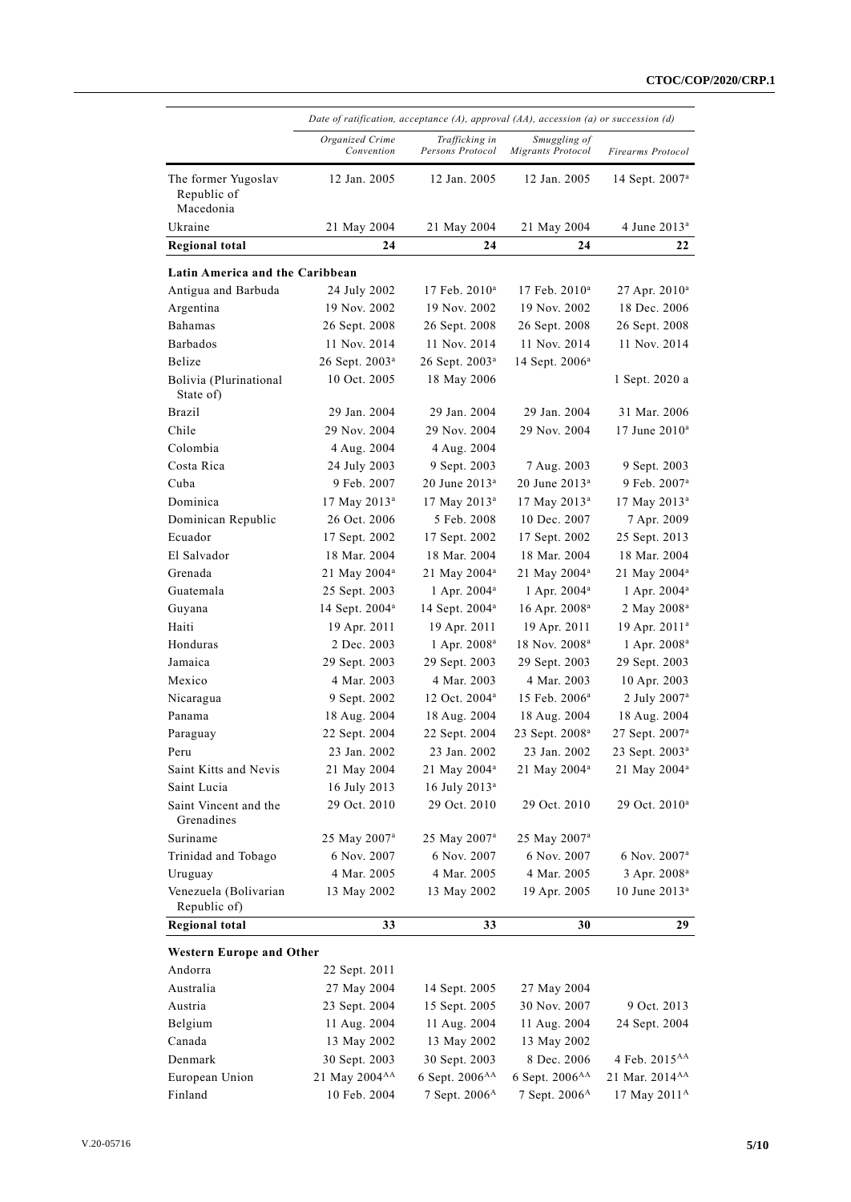| | Date of ratification, acceptance (A), approval (AA), accession (a) or succession (d) | | | |
|---|---|---|---|---|
| | *Organized Crime Convention* | *Trafficking in Persons Protocol* | *Smuggling of Migrants Protocol* | *Firearms Protocol* |
| The former Yugoslav Republic of Macedonia | 12 Jan. 2005 | 12 Jan. 2005 | 12 Jan. 2005 | 14 Sept. 2007[a] |
| Ukraine | 21 May 2004 | 21 May 2004 | 21 May 2004 | 4 June 2013[a] |
| **Regional total** | **24** | **24** | **24** | **22** |
| **Latin America and the Caribbean** | | | | |
| Antigua and Barbuda | 24 July 2002 | 17 Feb. 2010[a] | 17 Feb. 2010[a] | 27 Apr. 2010[a] |
| Argentina | 19 Nov. 2002 | 19 Nov. 2002 | 19 Nov. 2002 | 18 Dec. 2006 |
| Bahamas | 26 Sept. 2008 | 26 Sept. 2008 | 26 Sept. 2008 | 26 Sept. 2008 |
| Barbados | 11 Nov. 2014 | 11 Nov. 2014 | 11 Nov. 2014 | 11 Nov. 2014 |
| Belize | 26 Sept. 2003[a] | 26 Sept. 2003[a] | 14 Sept. 2006[a] | |
| Bolivia (Plurinational State of) | 10 Oct. 2005 | 18 May 2006 | | 1 Sept. 2020 a |
| Brazil | 29 Jan. 2004 | 29 Jan. 2004 | 29 Jan. 2004 | 31 Mar. 2006 |
| Chile | 29 Nov. 2004 | 29 Nov. 2004 | 29 Nov. 2004 | 17 June 2010[a] |
| Colombia | 4 Aug. 2004 | 4 Aug. 2004 | | |
| Costa Rica | 24 July 2003 | 9 Sept. 2003 | 7 Aug. 2003 | 9 Sept. 2003 |
| Cuba | 9 Feb. 2007 | 20 June 2013[a] | 20 June 2013[a] | 9 Feb. 2007[a] |
| Dominica | 17 May 2013[a] | 17 May 2013[a] | 17 May 2013[a] | 17 May 2013[a] |
| Dominican Republic | 26 Oct. 2006 | 5 Feb. 2008 | 10 Dec. 2007 | 7 Apr. 2009 |
| Ecuador | 17 Sept. 2002 | 17 Sept. 2002 | 17 Sept. 2002 | 25 Sept. 2013 |
| El Salvador | 18 Mar. 2004 | 18 Mar. 2004 | 18 Mar. 2004 | 18 Mar. 2004 |
| Grenada | 21 May 2004[a] | 21 May 2004[a] | 21 May 2004[a] | 21 May 2004[a] |
| Guatemala | 25 Sept. 2003 | 1 Apr. 2004[a] | 1 Apr. 2004[a] | 1 Apr. 2004[a] |
| Guyana | 14 Sept. 2004[a] | 14 Sept. 2004[a] | 16 Apr. 2008[a] | 2 May 2008[a] |
| Haiti | 19 Apr. 2011 | 19 Apr. 2011 | 19 Apr. 2011 | 19 Apr. 2011[a] |
| Honduras | 2 Dec. 2003 | 1 Apr. 2008[a] | 18 Nov. 2008[a] | 1 Apr. 2008[a] |
| Jamaica | 29 Sept. 2003 | 29 Sept. 2003 | 29 Sept. 2003 | 29 Sept. 2003 |
| Mexico | 4 Mar. 2003 | 4 Mar. 2003 | 4 Mar. 2003 | 10 Apr. 2003 |
| Nicaragua | 9 Sept. 2002 | 12 Oct. 2004[a] | 15 Feb. 2006[a] | 2 July 2007[a] |
| Panama | 18 Aug. 2004 | 18 Aug. 2004 | 18 Aug. 2004 | 18 Aug. 2004 |
| Paraguay | 22 Sept. 2004 | 22 Sept. 2004 | 23 Sept. 2008[a] | 27 Sept. 2007[a] |
| Peru | 23 Jan. 2002 | 23 Jan. 2002 | 23 Jan. 2002 | 23 Sept. 2003[a] |
| Saint Kitts and Nevis | 21 May 2004 | 21 May 2004[a] | 21 May 2004[a] | 21 May 2004[a] |
| Saint Lucia | 16 July 2013 | 16 July 2013[a] | | |
| Saint Vincent and the Grenadines | 29 Oct. 2010 | 29 Oct. 2010 | 29 Oct. 2010 | 29 Oct. 2010[a] |
| Suriname | 25 May 2007[a] | 25 May 2007[a] | 25 May 2007[a] | |
| Trinidad and Tobago | 6 Nov. 2007 | 6 Nov. 2007 | 6 Nov. 2007 | 6 Nov. 2007[a] |
| Uruguay | 4 Mar. 2005 | 4 Mar. 2005 | 4 Mar. 2005 | 3 Apr. 2008[a] |
| Venezuela (Bolivarian Republic of) | 13 May 2002 | 13 May 2002 | 19 Apr. 2005 | 10 June 2013[a] |
| **Regional total** | **33** | **33** | **30** | **29** |
| **Western Europe and Other** | | | | |
| Andorra | 22 Sept. 2011 | | | |
| Australia | 27 May 2004 | 14 Sept. 2005 | 27 May 2004 | |
| Austria | 23 Sept. 2004 | 15 Sept. 2005 | 30 Nov. 2007 | 9 Oct. 2013 |
| Belgium | 11 Aug. 2004 | 11 Aug. 2004 | 11 Aug. 2004 | 24 Sept. 2004 |
| Canada | 13 May 2002 | 13 May 2002 | 13 May 2002 | |
| Denmark | 30 Sept. 2003 | 30 Sept. 2003 | 8 Dec. 2006 | 4 Feb. 2015[AA] |
| European Union | 21 May 2004[AA] | 6 Sept. 2006[AA] | 6 Sept. 2006[AA] | 21 Mar. 2014[AA] |
| Finland | 10 Feb. 2004 | 7 Sept. 2006[A] | 7 Sept. 2006[A] | 17 May 2011[A] |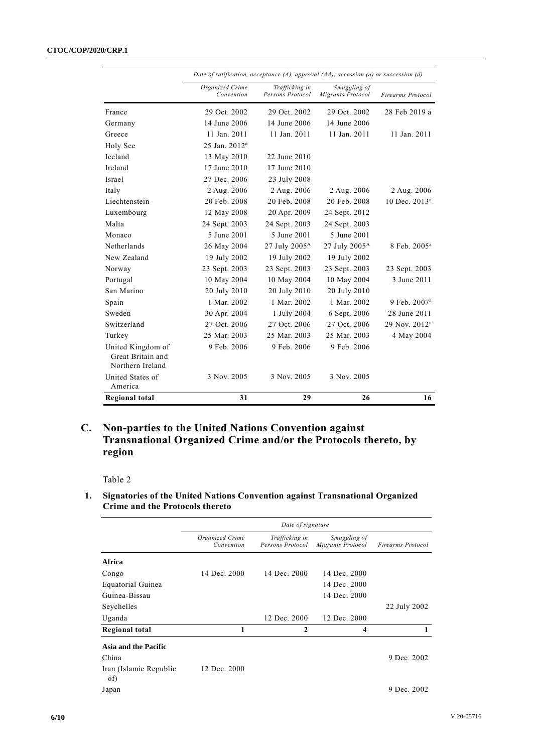| | Date of ratification, acceptance (A), approval (AA), accession (a) or succession (d) | | | |
|---|---|---|---|---|
| | *Organized Crime Convention* | *Trafficking in Persons Protocol* | *Smuggling of Migrants Protocol* | *Firearms Protocol* |
| France | 29 Oct. 2002 | 29 Oct. 2002 | 29 Oct. 2002 | 28 Feb 2019 a |
| Germany | 14 June 2006 | 14 June 2006 | 14 June 2006 | |
| Greece | 11 Jan. 2011 | 11 Jan. 2011 | 11 Jan. 2011 | 11 Jan. 2011 |
| Holy See | 25 Jan. 2012[a] | | | |
| Iceland | 13 May 2010 | 22 June 2010 | | |
| Ireland | 17 June 2010 | 17 June 2010 | | |
| Israel | 27 Dec. 2006 | 23 July 2008 | | |
| Italy | 2 Aug. 2006 | 2 Aug. 2006 | 2 Aug. 2006 | 2 Aug. 2006 |
| Liechtenstein | 20 Feb. 2008 | 20 Feb. 2008 | 20 Feb. 2008 | 10 Dec. 2013[a] |
| Luxembourg | 12 May 2008 | 20 Apr. 2009 | 24 Sept. 2012 | |
| Malta | 24 Sept. 2003 | 24 Sept. 2003 | 24 Sept. 2003 | |
| Monaco | 5 June 2001 | 5 June 2001 | 5 June 2001 | |
| Netherlands | 26 May 2004 | 27 July 2005[A] | 27 July 2005[A] | 8 Feb. 2005[a] |
| New Zealand | 19 July 2002 | 19 July 2002 | 19 July 2002 | |
| Norway | 23 Sept. 2003 | 23 Sept. 2003 | 23 Sept. 2003 | 23 Sept. 2003 |
| Portugal | 10 May 2004 | 10 May 2004 | 10 May 2004 | 3 June 2011 |
| San Marino | 20 July 2010 | 20 July 2010 | 20 July 2010 | |
| Spain | 1 Mar. 2002 | 1 Mar. 2002 | 1 Mar. 2002 | 9 Feb. 2007[a] |
| Sweden | 30 Apr. 2004 | 1 July 2004 | 6 Sept. 2006 | 28 June 2011 |
| Switzerland | 27 Oct. 2006 | 27 Oct. 2006 | 27 Oct. 2006 | 29 Nov. 2012[a] |
| Turkey | 25 Mar. 2003 | 25 Mar. 2003 | 25 Mar. 2003 | 4 May 2004 |
| United Kingdom of Great Britain and Northern Ireland | 9 Feb. 2006 | 9 Feb. 2006 | 9 Feb. 2006 | |
| United States of America | 3 Nov. 2005 | 3 Nov. 2005 | 3 Nov. 2005 | |
| **Regional total** | **31** | **29** | **26** | **16** |

## C. Non-parties to the United Nations Convention against Transnational Organized Crime and/or the Protocols thereto, by region

Table 2

### 1. Signatories of the United Nations Convention against Transnational Organized Crime and the Protocols thereto

| | Date of signature | | | |
|---|---|---|---|---|
| | *Organized Crime Convention* | *Trafficking in Persons Protocol* | *Smuggling of Migrants Protocol* | *Firearms Protocol* |
| **Africa** | | | | |
| Congo | 14 Dec. 2000 | 14 Dec. 2000 | 14 Dec. 2000 | |
| Equatorial Guinea | | | 14 Dec. 2000 | |
| Guinea-Bissau | | | 14 Dec. 2000 | |
| Seychelles | | | | 22 July 2002 |
| Uganda | | 12 Dec. 2000 | 12 Dec. 2000 | |
| **Regional total** | **1** | **2** | **4** | **1** |
| **Asia and the Pacific** | | | | |
| China | | | | 9 Dec. 2002 |
| Iran (Islamic Republic of) | 12 Dec. 2000 | | | |
| Japan | | | | 9 Dec. 2002 |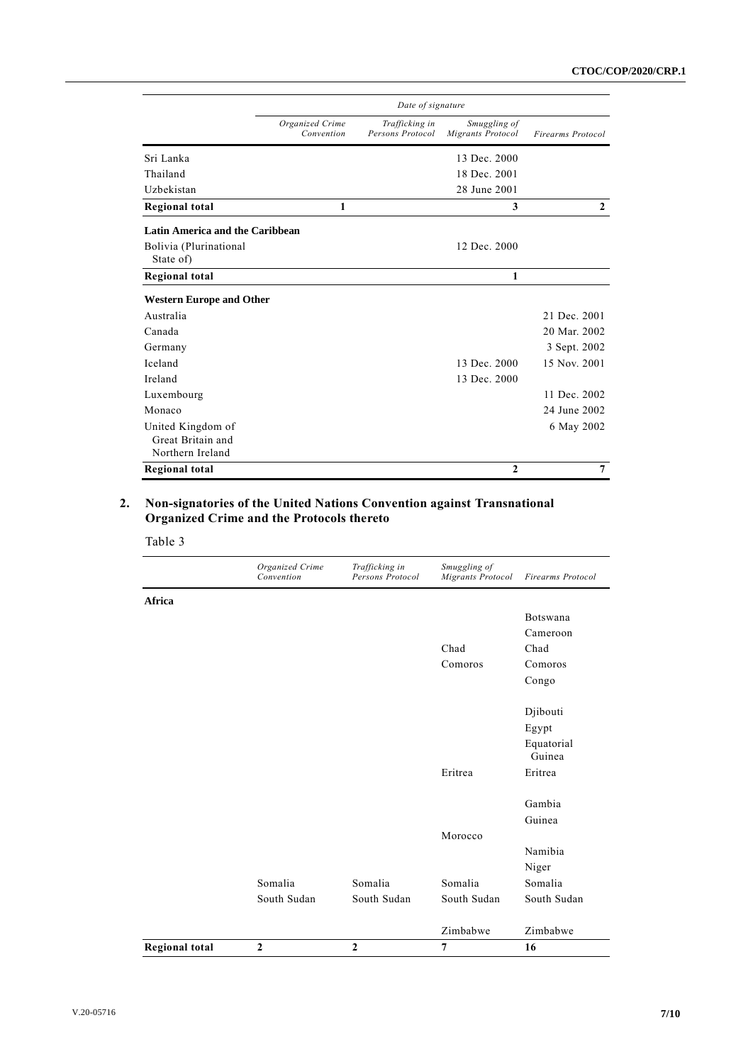| | Date of signature | | | |
|---|---|---|---|---|
| | *Organized Crime Convention* | *Trafficking in Persons Protocol* | *Smuggling of Migrants Protocol* | *Firearms Protocol* |
| Sri Lanka | | | 13 Dec. 2000 | |
| Thailand | | | 18 Dec. 2001 | |
| Uzbekistan | | | 28 June 2001 | |
| **Regional total** | **1** | | **3** | **2** |
| **Latin America and the Caribbean** | | | | |
| Bolivia (Plurinational State of) | | | 12 Dec. 2000 | |
| **Regional total** | | | **1** | |
| **Western Europe and Other** | | | | |
| Australia | | | | 21 Dec. 2001 |
| Canada | | | | 20 Mar. 2002 |
| Germany | | | | 3 Sept. 2002 |
| Iceland | | | 13 Dec. 2000 | 15 Nov. 2001 |
| Ireland | | | 13 Dec. 2000 | |
| Luxembourg | | | | 11 Dec. 2002 |
| Monaco | | | | 24 June 2002 |
| United Kingdom of Great Britain and Northern Ireland | | | | 6 May 2002 |
| **Regional total** | | | **2** | **7** |

## 2. Non-signatories of the United Nations Convention against Transnational Organized Crime and the Protocols thereto

Table 3

| | *Organized Crime Convention* | *Trafficking in Persons Protocol* | *Smuggling of Migrants Protocol* | *Firearms Protocol* |
|---|---|---|---|---|
| **Africa** | | | | |
| | | | | Botswana |
| | | | | Cameroon |
| | | | Chad | Chad |
| | | | Comoros | Comoros |
| | | | | Congo |
| | | | | Djibouti |
| | | | | Egypt |
| | | | | Equatorial Guinea |
| | | | Eritrea | Eritrea |
| | | | | Gambia |
| | | | | Guinea |
| | | | Morocco | |
| | | | | Namibia |
| | | | | Niger |
| | Somalia | Somalia | Somalia | Somalia |
| | South Sudan | South Sudan | South Sudan | South Sudan |
| | | | Zimbabwe | Zimbabwe |
| **Regional total** | **2** | **2** | **7** | **16** |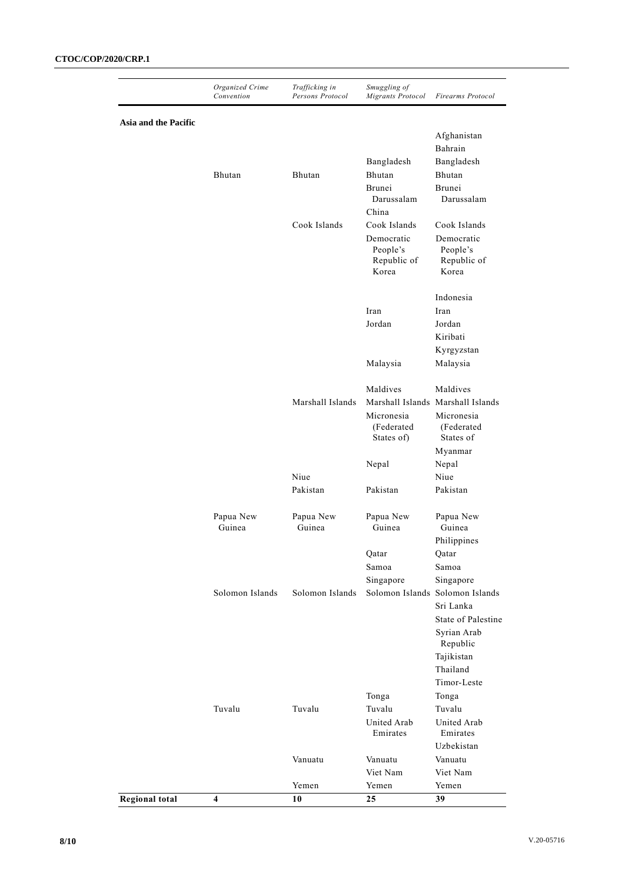| | *Organized Crime Convention* | *Trafficking in Persons Protocol* | *Smuggling of Migrants Protocol* | *Firearms Protocol* |
|---|---|---|---|---|
| **Asia and the Pacific** | | | | |
| | | | | Afghanistan |
| | | | | Bahrain |
| | | | Bangladesh | Bangladesh |
| | Bhutan | Bhutan | Bhutan | Bhutan |
| | | | Brunei Darussalam | Brunei Darussalam |
| | | | China | |
| | | Cook Islands | Cook Islands | Cook Islands |
| | | | Democratic People's Republic of Korea | Democratic People's Republic of Korea |
| | | | | Indonesia |
| | | | Iran | Iran |
| | | | Jordan | Jordan |
| | | | | Kiribati |
| | | | | Kyrgyzstan |
| | | | Malaysia | Malaysia |
| | | | Maldives | Maldives |
| | | Marshall Islands | Marshall Islands | Marshall Islands |
| | | | Micronesia (Federated States of) | Micronesia (Federated States of |
| | | | | Myanmar |
| | | | Nepal | Nepal |
| | | Niue | | Niue |
| | | Pakistan | Pakistan | Pakistan |
| | Papua New Guinea | Papua New Guinea | Papua New Guinea | Papua New Guinea |
| | | | | Philippines |
| | | | Qatar | Qatar |
| | | | Samoa | Samoa |
| | | | Singapore | Singapore |
| | Solomon Islands | Solomon Islands | Solomon Islands | Solomon Islands |
| | | | | Sri Lanka |
| | | | | State of Palestine |
| | | | | Syrian Arab Republic |
| | | | | Tajikistan |
| | | | | Thailand |
| | | | | Timor-Leste |
| | | | Tonga | Tonga |
| | Tuvalu | Tuvalu | Tuvalu | Tuvalu |
| | | | United Arab Emirates | United Arab Emirates |
| | | | | Uzbekistan |
| | | Vanuatu | Vanuatu | Vanuatu |
| | | | Viet Nam | Viet Nam |
| | | Yemen | Yemen | Yemen |
| **Regional total** | **4** | **10** | **25** | **39** |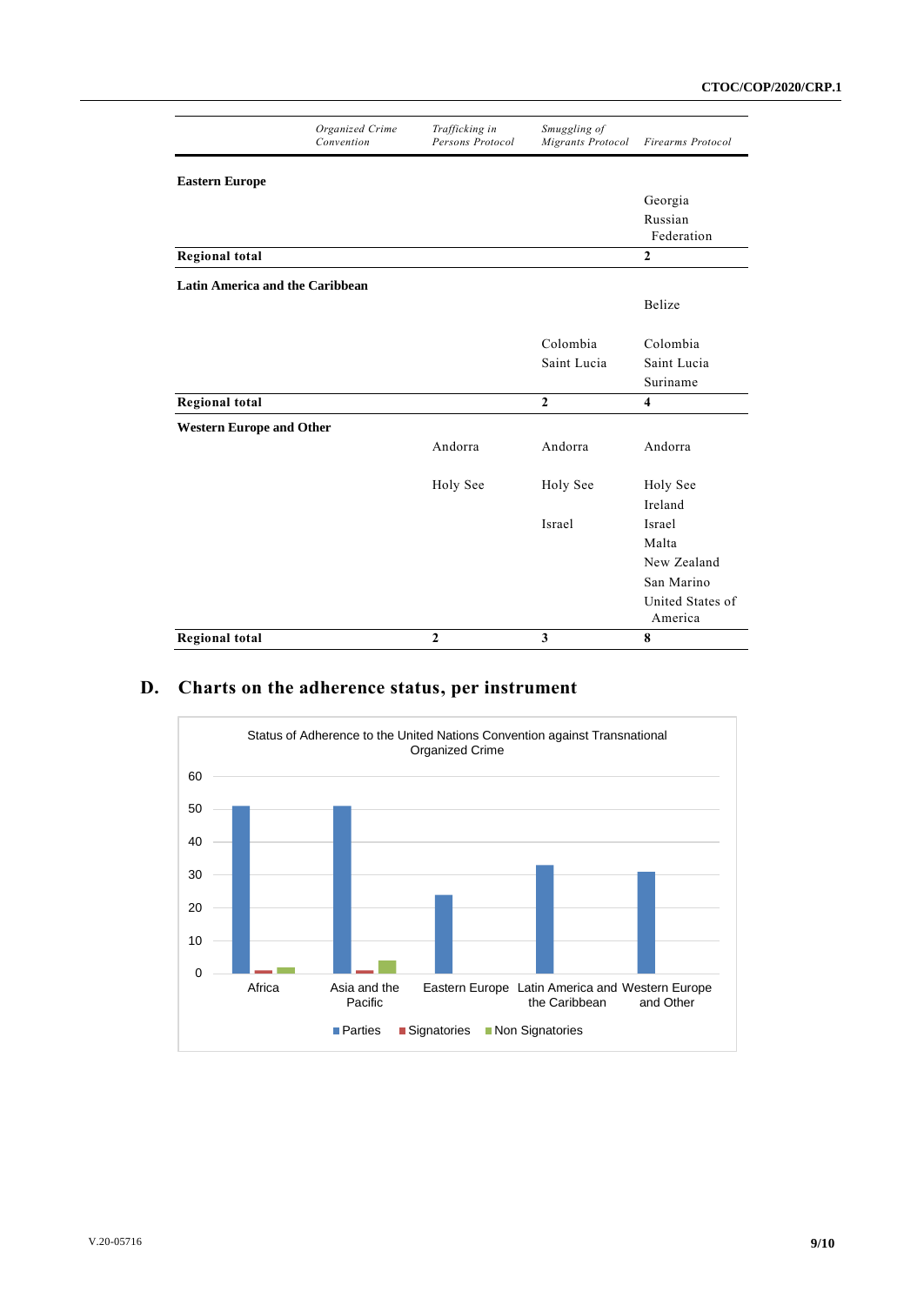| | *Organized Crime Convention* | *Trafficking in Persons Protocol* | *Smuggling of Migrants Protocol* | *Firearms Protocol* |
|---|---|---|---|---|
| **Eastern Europe** | | | | |
| | | | | Georgia |
| | | | | Russian Federation |
| **Regional total** | | | | **2** |
| **Latin America and the Caribbean** | | | | |
| | | | | Belize |
| | | | Colombia | Colombia |
| | | | Saint Lucia | Saint Lucia |
| | | | | Suriname |
| **Regional total** | | | **2** | **4** |
| **Western Europe and Other** | | | | |
| | | Andorra | Andorra | Andorra |
| | | Holy See | Holy See | Holy See |
| | | | | Ireland |
| | | | Israel | Israel |
| | | | | Malta |
| | | | | New Zealand |
| | | | | San Marino |
| | | | | United States of America |
| **Regional total** | | **2** | **3** | **8** |

## D. Charts on the adherence status, per instrument

Status of Adherence to the United Nations Convention against Transnational Organized Crime

| Region | Parties | Signatories | Non Signatories |
|---|---|---|---|
| Africa | 51 | 1 | 2 |
| Asia and the Pacific | 51 | 1 | 4 |
| Eastern Europe | 24 | | |
| Latin America and the Caribbean | 33 | | |
| Western Europe and Other | 31 | | |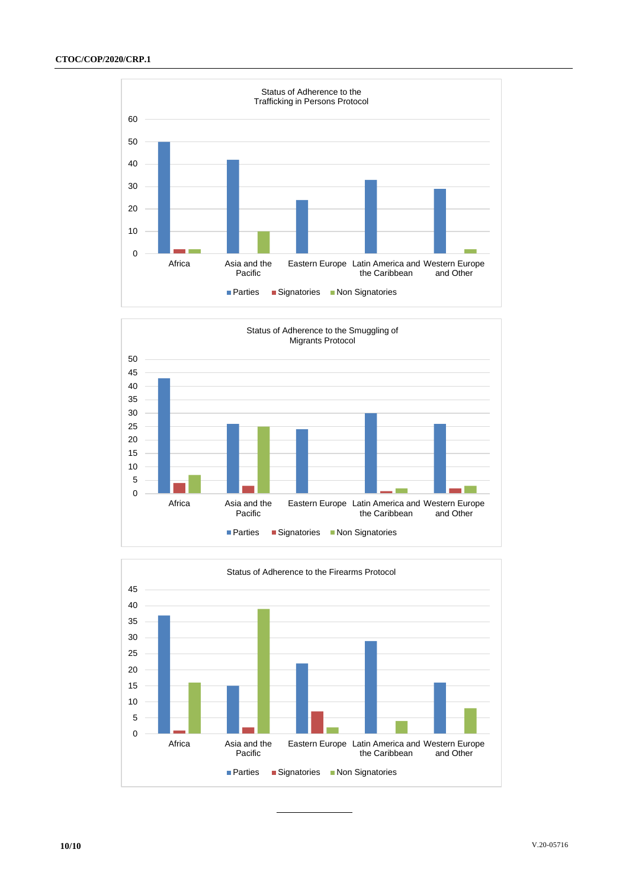Status of Adherence to the
Trafficking in Persons Protocol

60
50
40
30
20
10
0

Africa
Asia and the Pacific
Eastern Europe
Latin America and the Caribbean
Western Europe and Other

Parties
Signatories
Non Signatories

Status of Adherence to the Smuggling of
Migrants Protocol

50
45
40
35
30
25
20
15
10
5
0

Africa
Asia and the Pacific
Eastern Europe
Latin America and the Caribbean
Western Europe and Other

Parties
Signatories
Non Signatories

Status of Adherence to the Firearms Protocol

45
40
35
30
25
20
15
10
5
0

Africa
Asia and the Pacific
Eastern Europe
Latin America and the Caribbean
Western Europe and Other

Parties
Signatories
Non Signatories